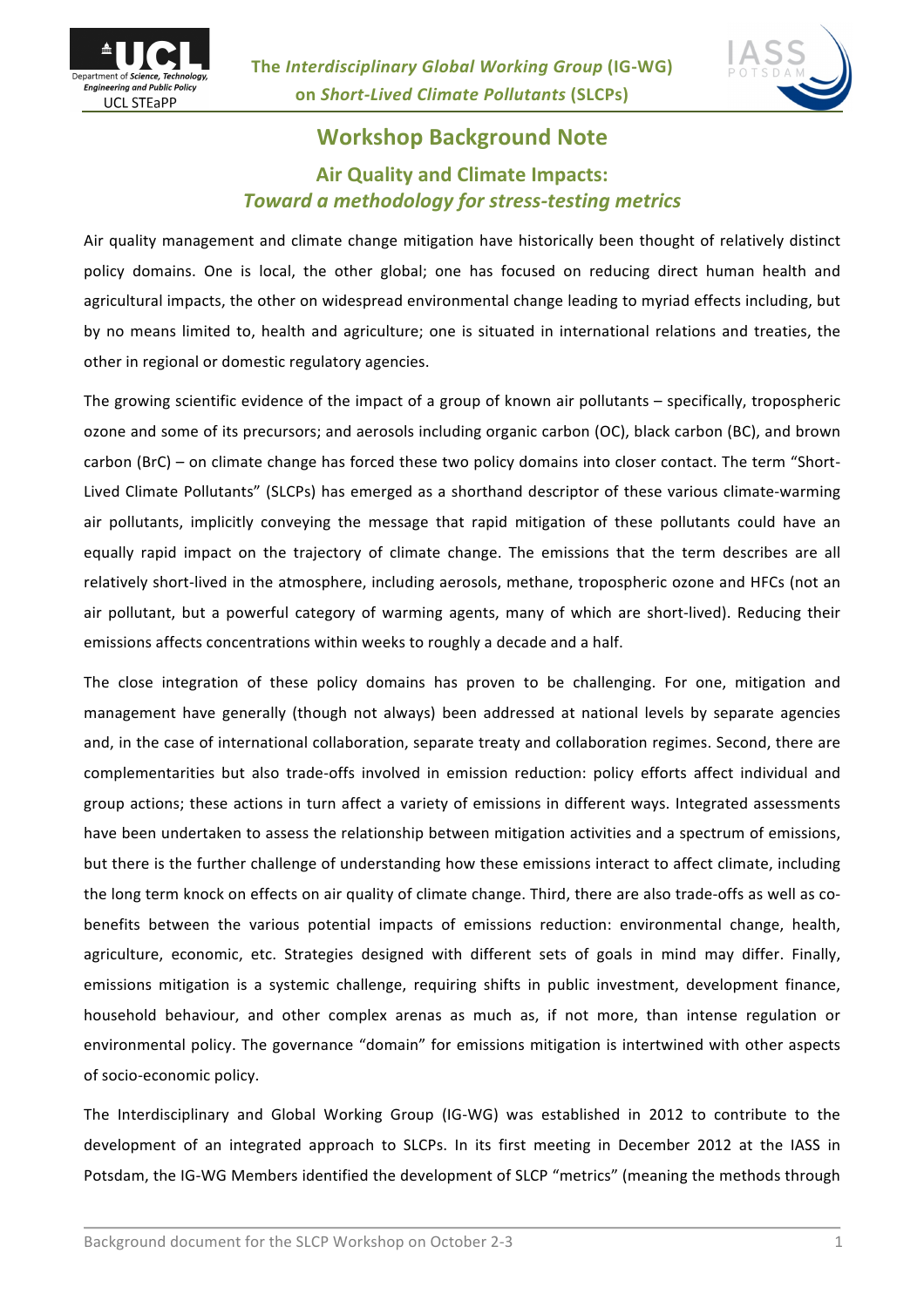# Workshop Background Note

## Air Quality and Climate Impacts: *Toward a methodology for stress-testing metrics*

Air quality management and climate change mitigation have historically been thought of relatively distinct policy domains. One is local, the other global; one has focused on reducing direct human health and agricultural impacts, the other on widespread environmental change leading to myriad effects including, but by no means limited to, health and agriculture; one is situated in international relations and treaties, the other in regional or domestic regulatory agencies.

The growing scientific evidence of the impact of a group of known air pollutants – specifically, tropospheric ozone and some of its precursors; and aerosols including organic carbon (OC), black carbon (BC), and brown carbon (BrC) – on climate change has forced these two policy domains into closer contact. The term "Short-Lived Climate Pollutants" (SLCPs) has emerged as a shorthand descriptor of these various climate-warming air pollutants, implicitly conveying the message that rapid mitigation of these pollutants could have an equally rapid impact on the trajectory of climate change. The emissions that the term describes are all relatively short-lived in the atmosphere, including aerosols, methane, tropospheric ozone and HFCs (not an air pollutant, but a powerful category of warming agents, many of which are short-lived). Reducing their emissions affects concentrations within weeks to roughly a decade and a half.

The close integration of these policy domains has proven to be challenging. For one, mitigation and management have generally (though not always) been addressed at national levels by separate agencies and, in the case of international collaboration, separate treaty and collaboration regimes. Second, there are complementarities but also trade-offs involved in emission reduction: policy efforts affect individual and group actions; these actions in turn affect a variety of emissions in different ways. Integrated assessments have been undertaken to assess the relationship between mitigation activities and a spectrum of emissions, but there is the further challenge of understanding how these emissions interact to affect climate, including the long term knock on effects on air quality of climate change. Third, there are also trade-offs as well as co-benefits between the various potential impacts of emissions reduction: environmental change, health, agriculture, economic, etc. Strategies designed with different sets of goals in mind may differ. Finally, emissions mitigation is a systemic challenge, requiring shifts in public investment, development finance, household behaviour, and other complex arenas as much as, if not more, than intense regulation or environmental policy. The governance "domain" for emissions mitigation is intertwined with other aspects of socio-economic policy.

The Interdisciplinary and Global Working Group (IG-WG) was established in 2012 to contribute to the development of an integrated approach to SLCPs. In its first meeting in December 2012 at the IASS in Potsdam, the IG-WG Members identified the development of SLCP "metrics" (meaning the methods through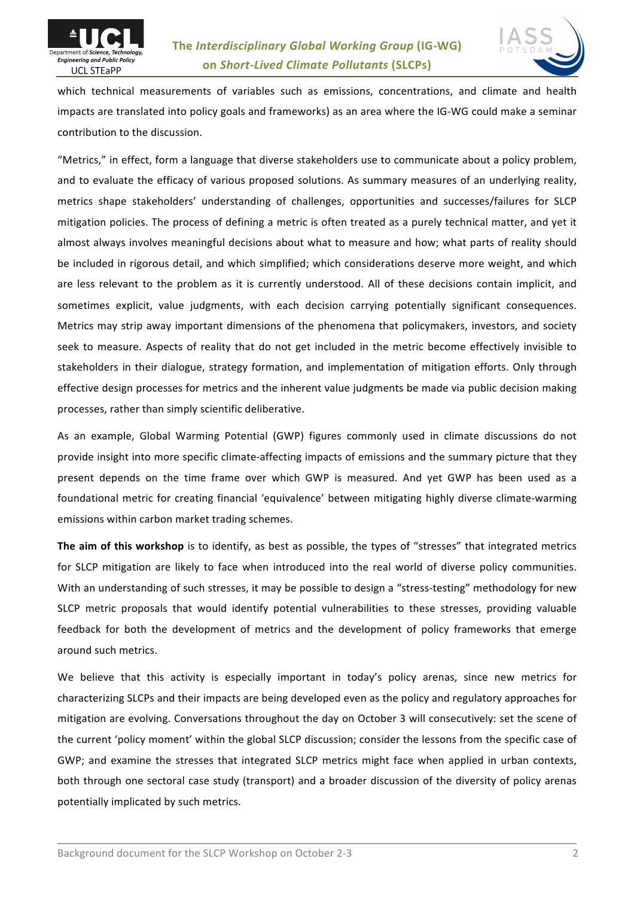which technical measurements of variables such as emissions, concentrations, and climate and health impacts are translated into policy goals and frameworks) as an area where the IG-WG could make a seminar contribution to the discussion.

"Metrics," in effect, form a language that diverse stakeholders use to communicate about a policy problem, and to evaluate the efficacy of various proposed solutions. As summary measures of an underlying reality, metrics shape stakeholders' understanding of challenges, opportunities and successes/failures for SLCP mitigation policies. The process of defining a metric is often treated as a purely technical matter, and yet it almost always involves meaningful decisions about what to measure and how; what parts of reality should be included in rigorous detail, and which simplified; which considerations deserve more weight, and which are less relevant to the problem as it is currently understood. All of these decisions contain implicit, and sometimes explicit, value judgments, with each decision carrying potentially significant consequences. Metrics may strip away important dimensions of the phenomena that policymakers, investors, and society seek to measure. Aspects of reality that do not get included in the metric become effectively invisible to stakeholders in their dialogue, strategy formation, and implementation of mitigation efforts. Only through effective design processes for metrics and the inherent value judgments be made via public decision making processes, rather than simply scientific deliberative.

As an example, Global Warming Potential (GWP) figures commonly used in climate discussions do not provide insight into more specific climate-affecting impacts of emissions and the summary picture that they present depends on the time frame over which GWP is measured. And yet GWP has been used as a foundational metric for creating financial 'equivalence' between mitigating highly diverse climate-warming emissions within carbon market trading schemes.

**The aim of this workshop** is to identify, as best as possible, the types of "stresses" that integrated metrics for SLCP mitigation are likely to face when introduced into the real world of diverse policy communities. With an understanding of such stresses, it may be possible to design a "stress-testing" methodology for new SLCP metric proposals that would identify potential vulnerabilities to these stresses, providing valuable feedback for both the development of metrics and the development of policy frameworks that emerge around such metrics.

We believe that this activity is especially important in today's policy arenas, since new metrics for characterizing SLCPs and their impacts are being developed even as the policy and regulatory approaches for mitigation are evolving. Conversations throughout the day on October 3 will consecutively: set the scene of the current 'policy moment' within the global SLCP discussion; consider the lessons from the specific case of GWP; and examine the stresses that integrated SLCP metrics might face when applied in urban contexts, both through one sectoral case study (transport) and a broader discussion of the diversity of policy arenas potentially implicated by such metrics.